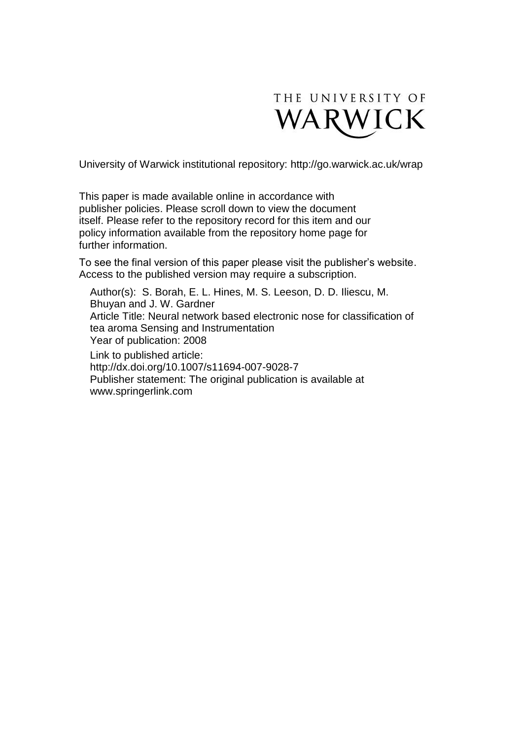THE UNIVERSITY OF WARWICK

University of Warwick institutional repository: http://go.warwick.ac.uk/wrap

This paper is made available online in accordance with publisher policies. Please scroll down to view the document itself. Please refer to the repository record for this item and our policy information available from the repository home page for further information.

To see the final version of this paper please visit the publisher's website. Access to the published version may require a subscription.

Author(s): S. Borah, E. L. Hines, M. S. Leeson, D. D. Iliescu, M. Bhuyan and J. W. Gardner
Article Title: Neural network based electronic nose for classification of tea aroma Sensing and Instrumentation
Year of publication: 2008
Link to published article:
http://dx.doi.org/10.1007/s11694-007-9028-7
Publisher statement: The original publication is available at www.springerlink.com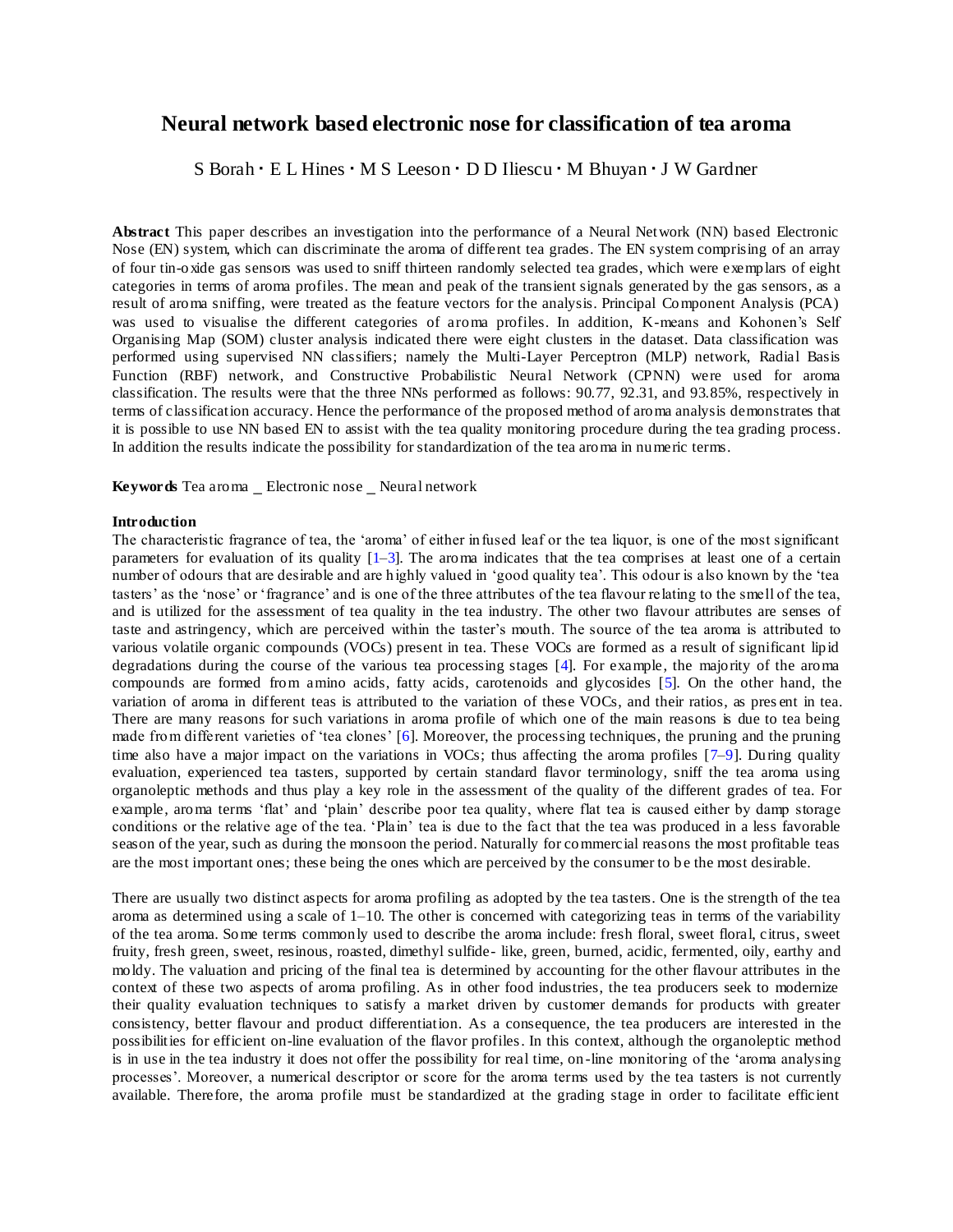# Neural network based electronic nose for classification of tea aroma

S Borah · E L Hines · M S Leeson · D D Iliescu · M Bhuyan · J W Gardner

**Abstract** This paper describes an investigation into the performance of a Neural Network (NN) based Electronic Nose (EN) system, which can discriminate the aroma of different tea grades. The EN system comprising of an array of four tin-oxide gas sensors was used to sniff thirteen randomly selected tea grades, which were exemplars of eight categories in terms of aroma profiles. The mean and peak of the transient signals generated by the gas sensors, as a result of aroma sniffing, were treated as the feature vectors for the analysis. Principal Component Analysis (PCA) was used to visualise the different categories of aroma profiles. In addition, K-means and Kohonen's Self Organising Map (SOM) cluster analysis indicated there were eight clusters in the dataset. Data classification was performed using supervised NN classifiers; namely the Multi-Layer Perceptron (MLP) network, Radial Basis Function (RBF) network, and Constructive Probabilistic Neural Network (CPNN) were used for aroma classification. The results were that the three NNs performed as follows: 90.77, 92.31, and 93.85%, respectively in terms of classification accuracy. Hence the performance of the proposed method of aroma analysis demonstrates that it is possible to use NN based EN to assist with the tea quality monitoring procedure during the tea grading process. In addition the results indicate the possibility for standardization of the tea aroma in numeric terms.

**Keywords** Tea aroma _ Electronic nose _ Neural network

**Introduction**

The characteristic fragrance of tea, the 'aroma' of either infused leaf or the tea liquor, is one of the most significant parameters for evaluation of its quality [1–3]. The aroma indicates that the tea comprises at least one of a certain number of odours that are desirable and are highly valued in 'good quality tea'. This odour is also known by the 'tea tasters' as the 'nose' or 'fragrance' and is one of the three attributes of the tea flavour relating to the smell of the tea, and is utilized for the assessment of tea quality in the tea industry. The other two flavour attributes are senses of taste and astringency, which are perceived within the taster's mouth. The source of the tea aroma is attributed to various volatile organic compounds (VOCs) present in tea. These VOCs are formed as a result of significant lipid degradations during the course of the various tea processing stages [4]. For example, the majority of the aroma compounds are formed from amino acids, fatty acids, carotenoids and glycosides [5]. On the other hand, the variation of aroma in different teas is attributed to the variation of these VOCs, and their ratios, as present in tea. There are many reasons for such variations in aroma profile of which one of the main reasons is due to tea being made from different varieties of 'tea clones' [6]. Moreover, the processing techniques, the pruning and the pruning time also have a major impact on the variations in VOCs; thus affecting the aroma profiles [7–9]. During quality evaluation, experienced tea tasters, supported by certain standard flavor terminology, sniff the tea aroma using organoleptic methods and thus play a key role in the assessment of the quality of the different grades of tea. For example, aroma terms 'flat' and 'plain' describe poor tea quality, where flat tea is caused either by damp storage conditions or the relative age of the tea. 'Plain' tea is due to the fact that the tea was produced in a less favorable season of the year, such as during the monsoon the period. Naturally for commercial reasons the most profitable teas are the most important ones; these being the ones which are perceived by the consumer to be the most desirable.

There are usually two distinct aspects for aroma profiling as adopted by the tea tasters. One is the strength of the tea aroma as determined using a scale of 1–10. The other is concerned with categorizing teas in terms of the variability of the tea aroma. Some terms commonly used to describe the aroma include: fresh floral, sweet floral, citrus, sweet fruity, fresh green, sweet, resinous, roasted, dimethyl sulfide- like, green, burned, acidic, fermented, oily, earthy and moldy. The valuation and pricing of the final tea is determined by accounting for the other flavour attributes in the context of these two aspects of aroma profiling. As in other food industries, the tea producers seek to modernize their quality evaluation techniques to satisfy a market driven by customer demands for products with greater consistency, better flavour and product differentiation. As a consequence, the tea producers are interested in the possibilities for efficient on-line evaluation of the flavor profiles. In this context, although the organoleptic method is in use in the tea industry it does not offer the possibility for real time, on-line monitoring of the 'aroma analysing processes'. Moreover, a numerical descriptor or score for the aroma terms used by the tea tasters is not currently available. Therefore, the aroma profile must be standardized at the grading stage in order to facilitate efficient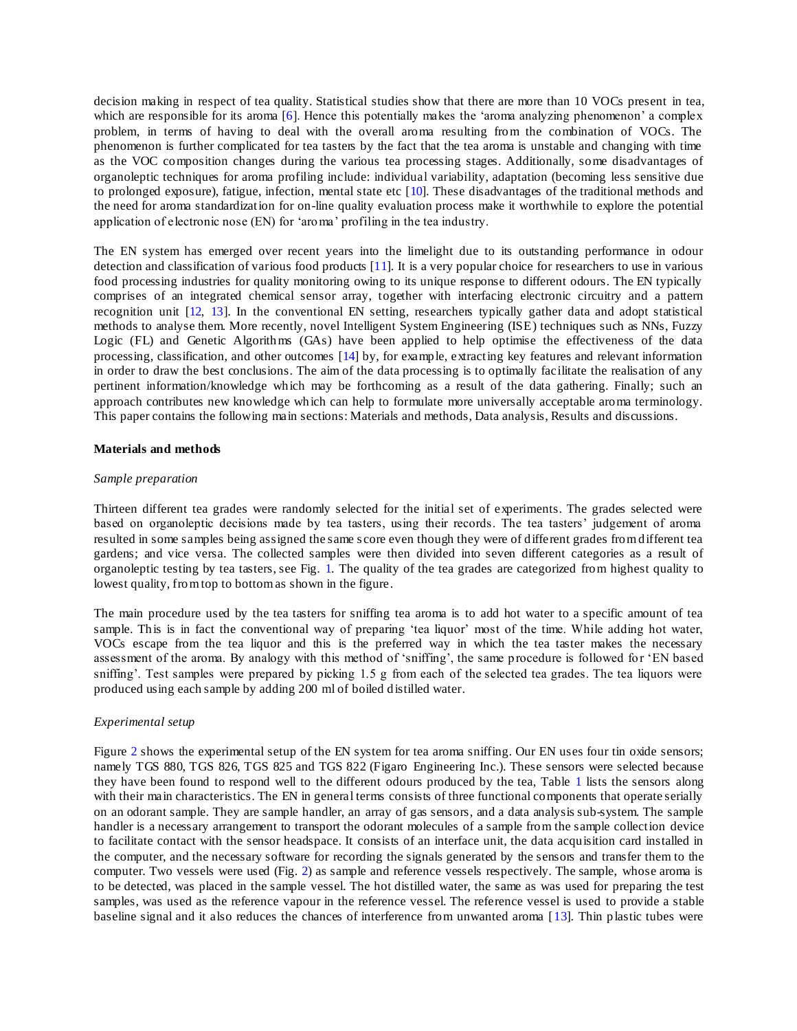decision making in respect of tea quality. Statistical studies show that there are more than 10 VOCs present in tea, which are responsible for its aroma [6]. Hence this potentially makes the 'aroma analyzing phenomenon' a complex problem, in terms of having to deal with the overall aroma resulting from the combination of VOCs. The phenomenon is further complicated for tea tasters by the fact that the tea aroma is unstable and changing with time as the VOC composition changes during the various tea processing stages. Additionally, some disadvantages of organoleptic techniques for aroma profiling include: individual variability, adaptation (becoming less sensitive due to prolonged exposure), fatigue, infection, mental state etc [10]. These disadvantages of the traditional methods and the need for aroma standardization for on-line quality evaluation process make it worthwhile to explore the potential application of electronic nose (EN) for 'aroma' profiling in the tea industry.

The EN system has emerged over recent years into the limelight due to its outstanding performance in odour detection and classification of various food products [11]. It is a very popular choice for researchers to use in various food processing industries for quality monitoring owing to its unique response to different odours. The EN typically comprises of an integrated chemical sensor array, together with interfacing electronic circuitry and a pattern recognition unit [12, 13]. In the conventional EN setting, researchers typically gather data and adopt statistical methods to analyse them. More recently, novel Intelligent System Engineering (ISE) techniques such as NNs, Fuzzy Logic (FL) and Genetic Algorithms (GAs) have been applied to help optimise the effectiveness of the data processing, classification, and other outcomes [14] by, for example, extracting key features and relevant information in order to draw the best conclusions. The aim of the data processing is to optimally facilitate the realisation of any pertinent information/knowledge which may be forthcoming as a result of the data gathering. Finally; such an approach contributes new knowledge which can help to formulate more universally acceptable aroma terminology. This paper contains the following main sections: Materials and methods, Data analysis, Results and discussions.

## Materials and methods

### *Sample preparation*

Thirteen different tea grades were randomly selected for the initial set of experiments. The grades selected were based on organoleptic decisions made by tea tasters, using their records. The tea tasters' judgement of aroma resulted in some samples being assigned the same score even though they were of different grades from different tea gardens; and vice versa. The collected samples were then divided into seven different categories as a result of organoleptic testing by tea tasters, see Fig. 1. The quality of the tea grades are categorized from highest quality to lowest quality, from top to bottom as shown in the figure.

The main procedure used by the tea tasters for sniffing tea aroma is to add hot water to a specific amount of tea sample. This is in fact the conventional way of preparing 'tea liquor' most of the time. While adding hot water, VOCs escape from the tea liquor and this is the preferred way in which the tea taster makes the necessary assessment of the aroma. By analogy with this method of 'sniffing', the same procedure is followed for 'EN based sniffing'. Test samples were prepared by picking 1.5 g from each of the selected tea grades. The tea liquors were produced using each sample by adding 200 ml of boiled distilled water.

### *Experimental setup*

Figure 2 shows the experimental setup of the EN system for tea aroma sniffing. Our EN uses four tin oxide sensors; namely TGS 880, TGS 826, TGS 825 and TGS 822 (Figaro Engineering Inc.). These sensors were selected because they have been found to respond well to the different odours produced by the tea, Table 1 lists the sensors along with their main characteristics. The EN in general terms consists of three functional components that operate serially on an odorant sample. They are sample handler, an array of gas sensors, and a data analysis sub-system. The sample handler is a necessary arrangement to transport the odorant molecules of a sample from the sample collection device to facilitate contact with the sensor headspace. It consists of an interface unit, the data acquisition card installed in the computer, and the necessary software for recording the signals generated by the sensors and transfer them to the computer. Two vessels were used (Fig. 2) as sample and reference vessels respectively. The sample, whose aroma is to be detected, was placed in the sample vessel. The hot distilled water, the same as was used for preparing the test samples, was used as the reference vapour in the reference vessel. The reference vessel is used to provide a stable baseline signal and it also reduces the chances of interference from unwanted aroma [13]. Thin plastic tubes were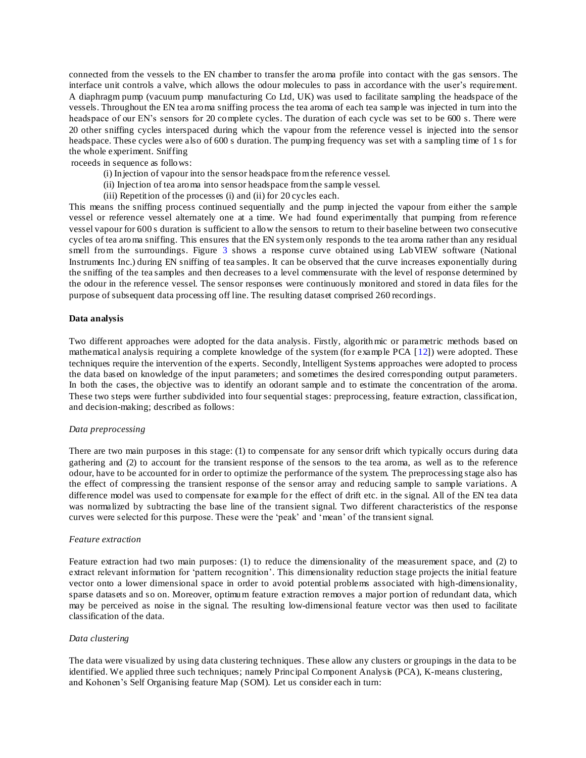connected from the vessels to the EN chamber to transfer the aroma profile into contact with the gas sensors. The interface unit controls a valve, which allows the odour molecules to pass in accordance with the user's requirement. A diaphragm pump (vacuum pump manufacturing Co Ltd, UK) was used to facilitate sampling the headspace of the vessels. Throughout the EN tea aroma sniffing process the tea aroma of each tea sample was injected in turn into the headspace of our EN's sensors for 20 complete cycles. The duration of each cycle was set to be 600 s. There were 20 other sniffing cycles interspaced during which the vapour from the reference vessel is injected into the sensor headspace. These cycles were also of 600 s duration. The pumping frequency was set with a sampling time of 1 s for the whole experiment. Sniffing

roceeds in sequence as follows:

(i) Injection of vapour into the sensor headspace from the reference vessel.

(ii) Injection of tea aroma into sensor headspace from the sample vessel.

(iii) Repetition of the processes (i) and (ii) for 20 cycles each.

This means the sniffing process continued sequentially and the pump injected the vapour from either the sample vessel or reference vessel alternately one at a time. We had found experimentally that pumping from reference vessel vapour for 600 s duration is sufficient to allow the sensors to return to their baseline between two consecutive cycles of tea aroma sniffing. This ensures that the EN system only responds to the tea aroma rather than any residual smell from the surroundings. Figure 3 shows a response curve obtained using LabVIEW software (National Instruments Inc.) during EN sniffing of tea samples. It can be observed that the curve increases exponentially during the sniffing of the tea samples and then decreases to a level commensurate with the level of response determined by the odour in the reference vessel. The sensor responses were continuously monitored and stored in data files for the purpose of subsequent data processing off line. The resulting dataset comprised 260 recordings.

**Data analysis**

Two different approaches were adopted for the data analysis. Firstly, algorithmic or parametric methods based on mathematical analysis requiring a complete knowledge of the system (for example PCA [12]) were adopted. These techniques require the intervention of the experts. Secondly, Intelligent Systems approaches were adopted to process the data based on knowledge of the input parameters; and sometimes the desired corresponding output parameters. In both the cases, the objective was to identify an odorant sample and to estimate the concentration of the aroma. These two steps were further subdivided into four sequential stages: preprocessing, feature extraction, classification, and decision-making; described as follows:

*Data preprocessing*

There are two main purposes in this stage: (1) to compensate for any sensor drift which typically occurs during data gathering and (2) to account for the transient response of the sensors to the tea aroma, as well as to the reference odour, have to be accounted for in order to optimize the performance of the system. The preprocessing stage also has the effect of compressing the transient response of the sensor array and reducing sample to sample variations. A difference model was used to compensate for example for the effect of drift etc. in the signal. All of the EN tea data was normalized by subtracting the base line of the transient signal. Two different characteristics of the response curves were selected for this purpose. These were the 'peak' and 'mean' of the transient signal.

*Feature extraction*

Feature extraction had two main purposes: (1) to reduce the dimensionality of the measurement space, and (2) to extract relevant information for 'pattern recognition'. This dimensionality reduction stage projects the initial feature vector onto a lower dimensional space in order to avoid potential problems associated with high-dimensionality, sparse datasets and so on. Moreover, optimum feature extraction removes a major portion of redundant data, which may be perceived as noise in the signal. The resulting low-dimensional feature vector was then used to facilitate classification of the data.

*Data clustering*

The data were visualized by using data clustering techniques. These allow any clusters or groupings in the data to be identified. We applied three such techniques; namely Principal Component Analysis (PCA), K-means clustering, and Kohonen's Self Organising feature Map (SOM). Let us consider each in turn: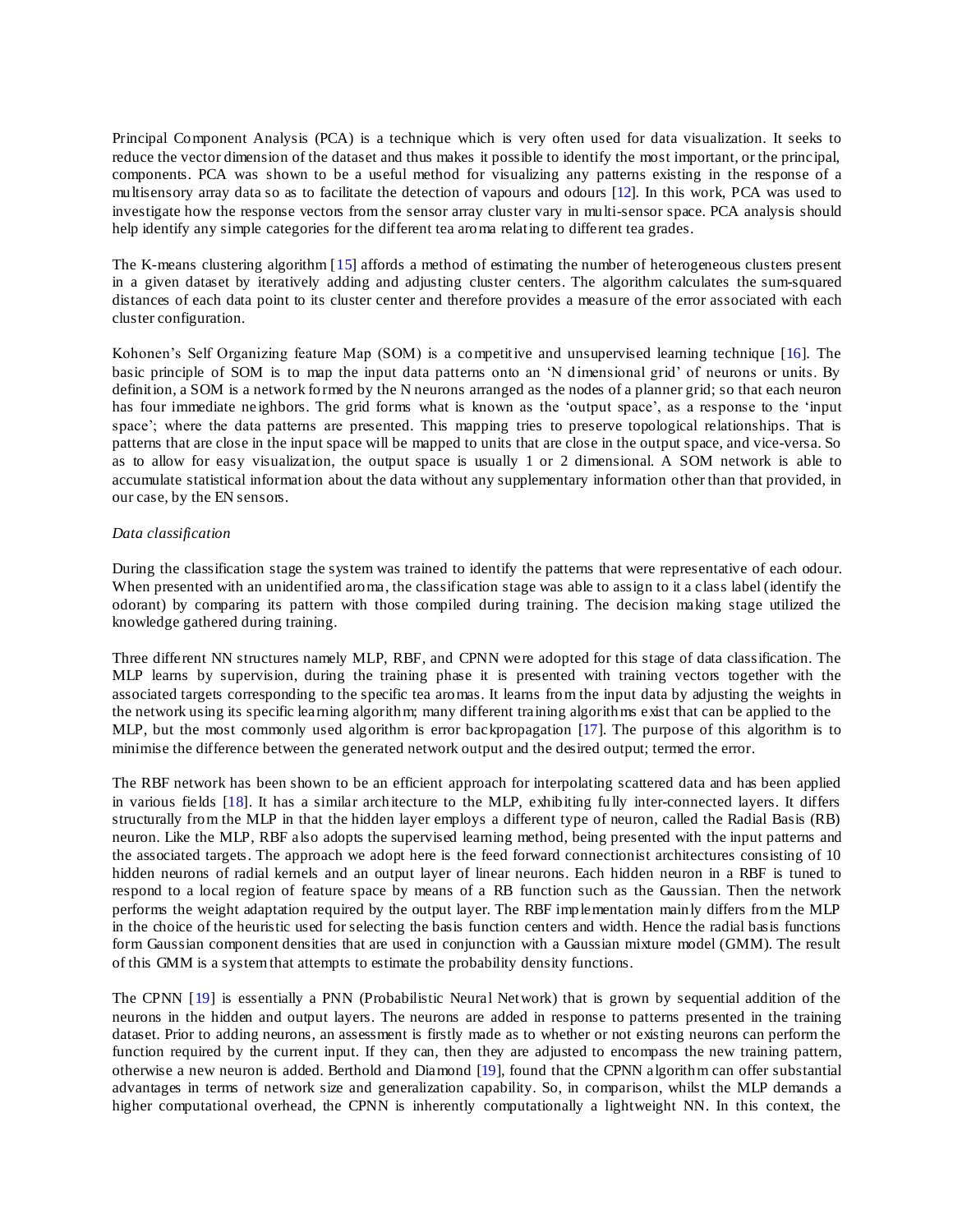Principal Component Analysis (PCA) is a technique which is very often used for data visualization. It seeks to reduce the vector dimension of the dataset and thus makes it possible to identify the most important, or the principal, components. PCA was shown to be a useful method for visualizing any patterns existing in the response of a multisensory array data so as to facilitate the detection of vapours and odours [12]. In this work, PCA was used to investigate how the response vectors from the sensor array cluster vary in multi-sensor space. PCA analysis should help identify any simple categories for the different tea aroma relating to different tea grades.

The K-means clustering algorithm [15] affords a method of estimating the number of heterogeneous clusters present in a given dataset by iteratively adding and adjusting cluster centers. The algorithm calculates the sum-squared distances of each data point to its cluster center and therefore provides a measure of the error associated with each cluster configuration.

Kohonen's Self Organizing feature Map (SOM) is a competitive and unsupervised learning technique [16]. The basic principle of SOM is to map the input data patterns onto an 'N dimensional grid' of neurons or units. By definition, a SOM is a network formed by the N neurons arranged as the nodes of a planner grid; so that each neuron has four immediate neighbors. The grid forms what is known as the 'output space', as a response to the 'input space'; where the data patterns are presented. This mapping tries to preserve topological relationships. That is patterns that are close in the input space will be mapped to units that are close in the output space, and vice-versa. So as to allow for easy visualization, the output space is usually 1 or 2 dimensional. A SOM network is able to accumulate statistical information about the data without any supplementary information other than that provided, in our case, by the EN sensors.

*Data classification*

During the classification stage the system was trained to identify the patterns that were representative of each odour. When presented with an unidentified aroma, the classification stage was able to assign to it a class label (identify the odorant) by comparing its pattern with those compiled during training. The decision making stage utilized the knowledge gathered during training.

Three different NN structures namely MLP, RBF, and CPNN were adopted for this stage of data classification. The MLP learns by supervision, during the training phase it is presented with training vectors together with the associated targets corresponding to the specific tea aromas. It learns from the input data by adjusting the weights in the network using its specific learning algorithm; many different training algorithms exist that can be applied to the MLP, but the most commonly used algorithm is error backpropagation [17]. The purpose of this algorithm is to minimise the difference between the generated network output and the desired output; termed the error.

The RBF network has been shown to be an efficient approach for interpolating scattered data and has been applied in various fields [18]. It has a similar architecture to the MLP, exhibiting fully inter-connected layers. It differs structurally from the MLP in that the hidden layer employs a different type of neuron, called the Radial Basis (RB) neuron. Like the MLP, RBF also adopts the supervised learning method, being presented with the input patterns and the associated targets. The approach we adopt here is the feed forward connectionist architectures consisting of 10 hidden neurons of radial kernels and an output layer of linear neurons. Each hidden neuron in a RBF is tuned to respond to a local region of feature space by means of a RB function such as the Gaussian. Then the network performs the weight adaptation required by the output layer. The RBF implementation mainly differs from the MLP in the choice of the heuristic used for selecting the basis function centers and width. Hence the radial basis functions form Gaussian component densities that are used in conjunction with a Gaussian mixture model (GMM). The result of this GMM is a system that attempts to estimate the probability density functions.

The CPNN [19] is essentially a PNN (Probabilistic Neural Network) that is grown by sequential addition of the neurons in the hidden and output layers. The neurons are added in response to patterns presented in the training dataset. Prior to adding neurons, an assessment is firstly made as to whether or not existing neurons can perform the function required by the current input. If they can, then they are adjusted to encompass the new training pattern, otherwise a new neuron is added. Berthold and Diamond [19], found that the CPNN algorithm can offer substantial advantages in terms of network size and generalization capability. So, in comparison, whilst the MLP demands a higher computational overhead, the CPNN is inherently computationally a lightweight NN. In this context, the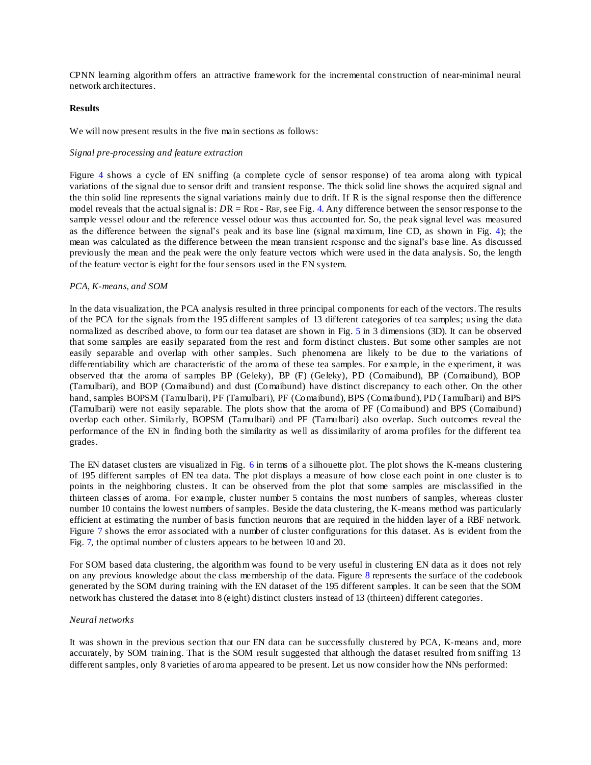CPNN learning algorithm offers an attractive framework for the incremental construction of near-minimal neural network architectures.

**Results**

We will now present results in the five main sections as follows:

*Signal pre-processing and feature extraction*

Figure 4 shows a cycle of EN sniffing (a complete cycle of sensor response) of tea aroma along with typical variations of the signal due to sensor drift and transient response. The thick solid line shows the acquired signal and the thin solid line represents the signal variations mainly due to drift. If R is the signal response then the difference model reveals that the actual signal is: $DR = R_{DE} - R_{BF}$, see Fig. 4. Any difference between the sensor response to the sample vessel odour and the reference vessel odour was thus accounted for. So, the peak signal level was measured as the difference between the signal's peak and its base line (signal maximum, line CD, as shown in Fig. 4); the mean was calculated as the difference between the mean transient response and the signal's base line. As discussed previously the mean and the peak were the only feature vectors which were used in the data analysis. So, the length of the feature vector is eight for the four sensors used in the EN system.

*PCA, K-means, and SOM*

In the data visualization, the PCA analysis resulted in three principal components for each of the vectors. The results of the PCA for the signals from the 195 different samples of 13 different categories of tea samples; using the data normalized as described above, to form our tea dataset are shown in Fig. 5 in 3 dimensions (3D). It can be observed that some samples are easily separated from the rest and form distinct clusters. But some other samples are not easily separable and overlap with other samples. Such phenomena are likely to be due to the variations of differentiability which are characteristic of the aroma of these tea samples. For example, in the experiment, it was observed that the aroma of samples BP (Geleky), BP (F) (Geleky), PD (Comaibund), BP (Comaibund), BOP (Tamulbari), and BOP (Comaibund) and dust (Comaibund) have distinct discrepancy to each other. On the other hand, samples BOPSM (Tamulbari), PF (Tamulbari), PF (Comaibund), BPS (Comaibund), PD (Tamulbari) and BPS (Tamulbari) were not easily separable. The plots show that the aroma of PF (Comaibund) and BPS (Comaibund) overlap each other. Similarly, BOPSM (Tamulbari) and PF (Tamulbari) also overlap. Such outcomes reveal the performance of the EN in finding both the similarity as well as dissimilarity of aroma profiles for the different tea grades.

The EN dataset clusters are visualized in Fig. 6 in terms of a silhouette plot. The plot shows the K-means clustering of 195 different samples of EN tea data. The plot displays a measure of how close each point in one cluster is to points in the neighboring clusters. It can be observed from the plot that some samples are misclassified in the thirteen classes of aroma. For example, cluster number 5 contains the most numbers of samples, whereas cluster number 10 contains the lowest numbers of samples. Beside the data clustering, the K-means method was particularly efficient at estimating the number of basis function neurons that are required in the hidden layer of a RBF network. Figure 7 shows the error associated with a number of cluster configurations for this dataset. As is evident from the Fig. 7, the optimal number of clusters appears to be between 10 and 20.

For SOM based data clustering, the algorithm was found to be very useful in clustering EN data as it does not rely on any previous knowledge about the class membership of the data. Figure 8 represents the surface of the codebook generated by the SOM during training with the EN dataset of the 195 different samples. It can be seen that the SOM network has clustered the dataset into 8 (eight) distinct clusters instead of 13 (thirteen) different categories.

*Neural networks*

It was shown in the previous section that our EN data can be successfully clustered by PCA, K-means and, more accurately, by SOM training. That is the SOM result suggested that although the dataset resulted from sniffing 13 different samples, only 8 varieties of aroma appeared to be present. Let us now consider how the NNs performed: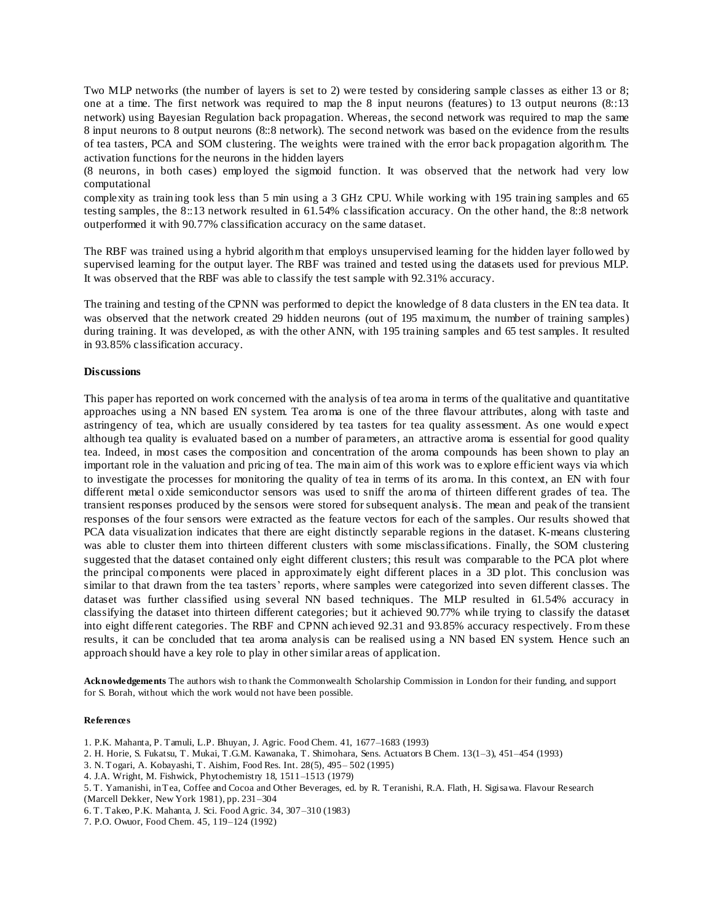Two MLP networks (the number of layers is set to 2) were tested by considering sample classes as either 13 or 8; one at a time. The first network was required to map the 8 input neurons (features) to 13 output neurons (8::13 network) using Bayesian Regulation back propagation. Whereas, the second network was required to map the same 8 input neurons to 8 output neurons (8::8 network). The second network was based on the evidence from the results of tea tasters, PCA and SOM clustering. The weights were trained with the error back propagation algorithm. The activation functions for the neurons in the hidden layers (8 neurons, in both cases) employed the sigmoid function. It was observed that the network had very low computational complexity as training took less than 5 min using a 3 GHz CPU. While working with 195 training samples and 65 testing samples, the 8::13 network resulted in 61.54% classification accuracy. On the other hand, the 8::8 network outperformed it with 90.77% classification accuracy on the same dataset.

The RBF was trained using a hybrid algorithm that employs unsupervised learning for the hidden layer followed by supervised learning for the output layer. The RBF was trained and tested using the datasets used for previous MLP. It was observed that the RBF was able to classify the test sample with 92.31% accuracy.

The training and testing of the CPNN was performed to depict the knowledge of 8 data clusters in the EN tea data. It was observed that the network created 29 hidden neurons (out of 195 maximum, the number of training samples) during training. It was developed, as with the other ANN, with 195 training samples and 65 test samples. It resulted in 93.85% classification accuracy.

## Discussions

This paper has reported on work concerned with the analysis of tea aroma in terms of the qualitative and quantitative approaches using a NN based EN system. Tea aroma is one of the three flavour attributes, along with taste and astringency of tea, which are usually considered by tea tasters for tea quality assessment. As one would expect although tea quality is evaluated based on a number of parameters, an attractive aroma is essential for good quality tea. Indeed, in most cases the composition and concentration of the aroma compounds has been shown to play an important role in the valuation and pricing of tea. The main aim of this work was to explore efficient ways via which to investigate the processes for monitoring the quality of tea in terms of its aroma. In this context, an EN with four different metal oxide semiconductor sensors was used to sniff the aroma of thirteen different grades of tea. The transient responses produced by the sensors were stored for subsequent analysis. The mean and peak of the transient responses of the four sensors were extracted as the feature vectors for each of the samples. Our results showed that PCA data visualization indicates that there are eight distinctly separable regions in the dataset. K-means clustering was able to cluster them into thirteen different clusters with some misclassifications. Finally, the SOM clustering suggested that the dataset contained only eight different clusters; this result was comparable to the PCA plot where the principal components were placed in approximately eight different places in a 3D plot. This conclusion was similar to that drawn from the tea tasters' reports, where samples were categorized into seven different classes. The dataset was further classified using several NN based techniques. The MLP resulted in 61.54% accuracy in classifying the dataset into thirteen different categories; but it achieved 90.77% while trying to classify the dataset into eight different categories. The RBF and CPNN achieved 92.31 and 93.85% accuracy respectively. From these results, it can be concluded that tea aroma analysis can be realised using a NN based EN system. Hence such an approach should have a key role to play in other similar areas of application.

**Acknowledgements** The authors wish to thank the Commonwealth Scholarship Commission in London for their funding, and support for S. Borah, without which the work would not have been possible.

### References

1. P.K. Mahanta, P. Tamuli, L.P. Bhuyan, J. Agric. Food Chem. 41, 1677–1683 (1993)
2. H. Horie, S. Fukatsu, T. Mukai, T.G.M. Kawanaka, T. Shimohara, Sens. Actuators B Chem. 13(1–3), 451–454 (1993)
3. N. Togari, A. Kobayashi, T. Aishim, Food Res. Int. 28(5), 495– 502 (1995)
4. J.A. Wright, M. Fishwick, Phytochemistry 18, 1511–1513 (1979)
5. T. Yamanishi, in Tea, Coffee and Cocoa and Other Beverages, ed. by R. Teranishi, R.A. Flath, H. Sigisawa. Flavour Research (Marcell Dekker, New York 1981), pp. 231–304
6. T. Takeo, P.K. Mahanta, J. Sci. Food Agric. 34, 307–310 (1983)
7. P.O. Owuor, Food Chem. 45, 119–124 (1992)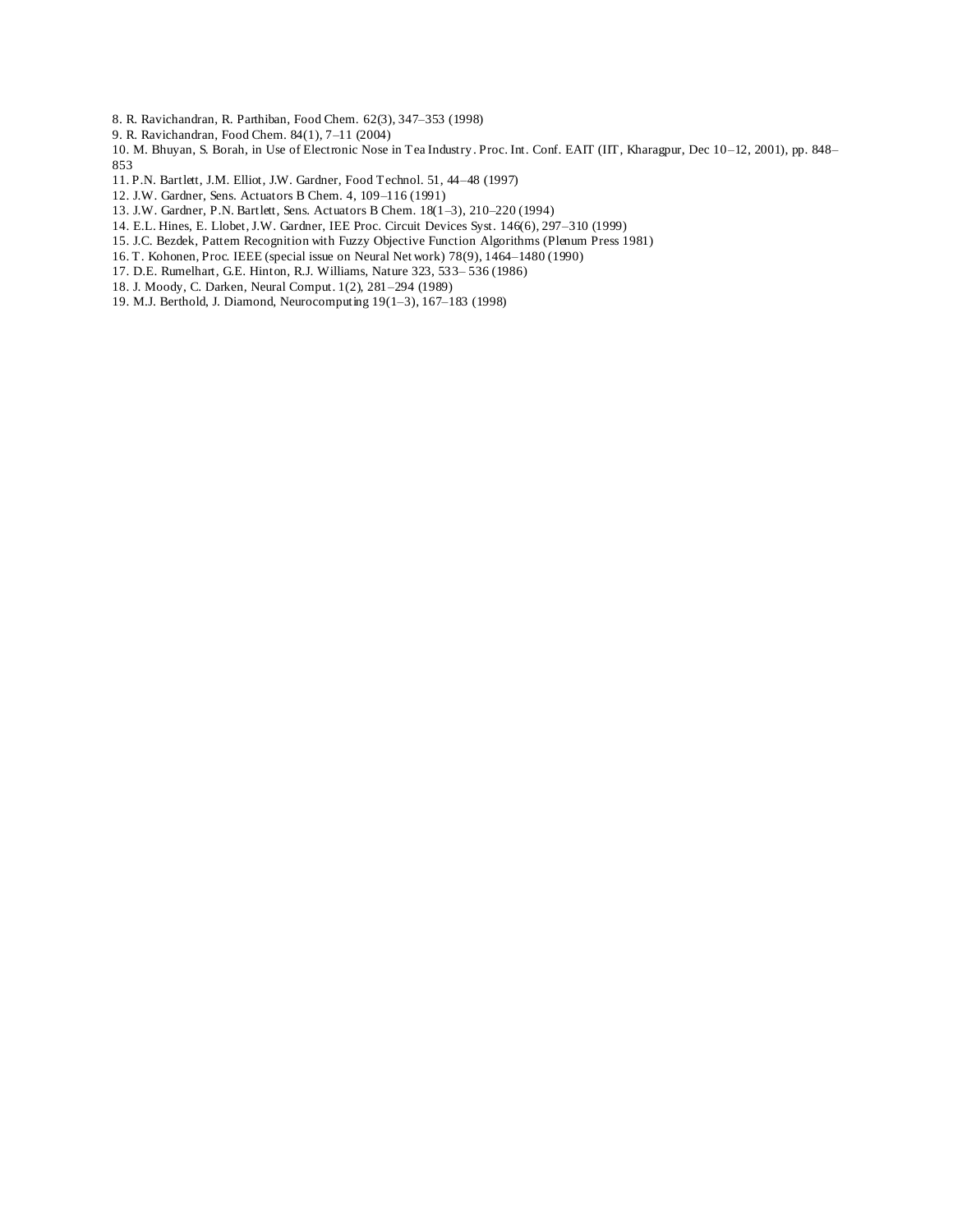8. R. Ravichandran, R. Parthiban, Food Chem. 62(3), 347–353 (1998)

9. R. Ravichandran, Food Chem. 84(1), 7–11 (2004)

10. M. Bhuyan, S. Borah, in Use of Electronic Nose in Tea Industry. Proc. Int. Conf. EAIT (IIT, Kharagpur, Dec 10–12, 2001), pp. 848–853

11. P.N. Bartlett, J.M. Elliot, J.W. Gardner, Food Technol. 51, 44–48 (1997)

12. J.W. Gardner, Sens. Actuators B Chem. 4, 109–116 (1991)

13. J.W. Gardner, P.N. Bartlett, Sens. Actuators B Chem. 18(1–3), 210–220 (1994)

14. E.L. Hines, E. Llobet, J.W. Gardner, IEE Proc. Circuit Devices Syst. 146(6), 297–310 (1999)

15. J.C. Bezdek, Pattern Recognition with Fuzzy Objective Function Algorithms (Plenum Press 1981)

16. T. Kohonen, Proc. IEEE (special issue on Neural Network) 78(9), 1464–1480 (1990)

17. D.E. Rumelhart, G.E. Hinton, R.J. Williams, Nature 323, 533– 536 (1986)

18. J. Moody, C. Darken, Neural Comput. 1(2), 281–294 (1989)

19. M.J. Berthold, J. Diamond, Neurocomputing 19(1–3), 167–183 (1998)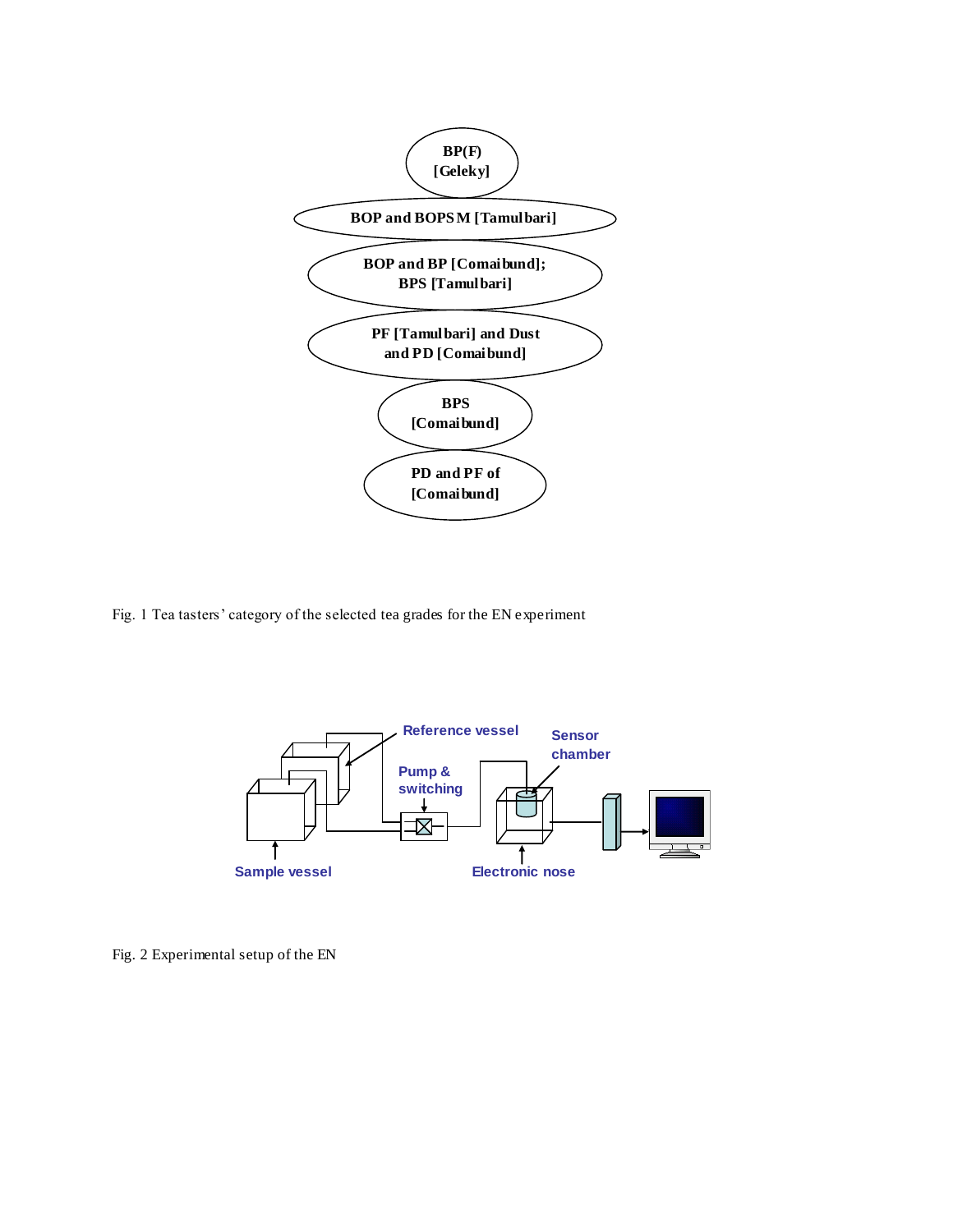BP(F) [Geleky]

BOP and BOPSM [Tamulbari]

BOP and BP [Comaibund]; BPS [Tamulbari]

PF [Tamulbari] and Dust and PD [Comaibund]

BPS [Comaibund]

PD and PF of [Comaibund]

Fig. 1 Tea tasters' category of the selected tea grades for the EN experiment

Reference vessel

Sensor chamber

Pump & switching

Sample vessel

Electronic nose

Fig. 2 Experimental setup of the EN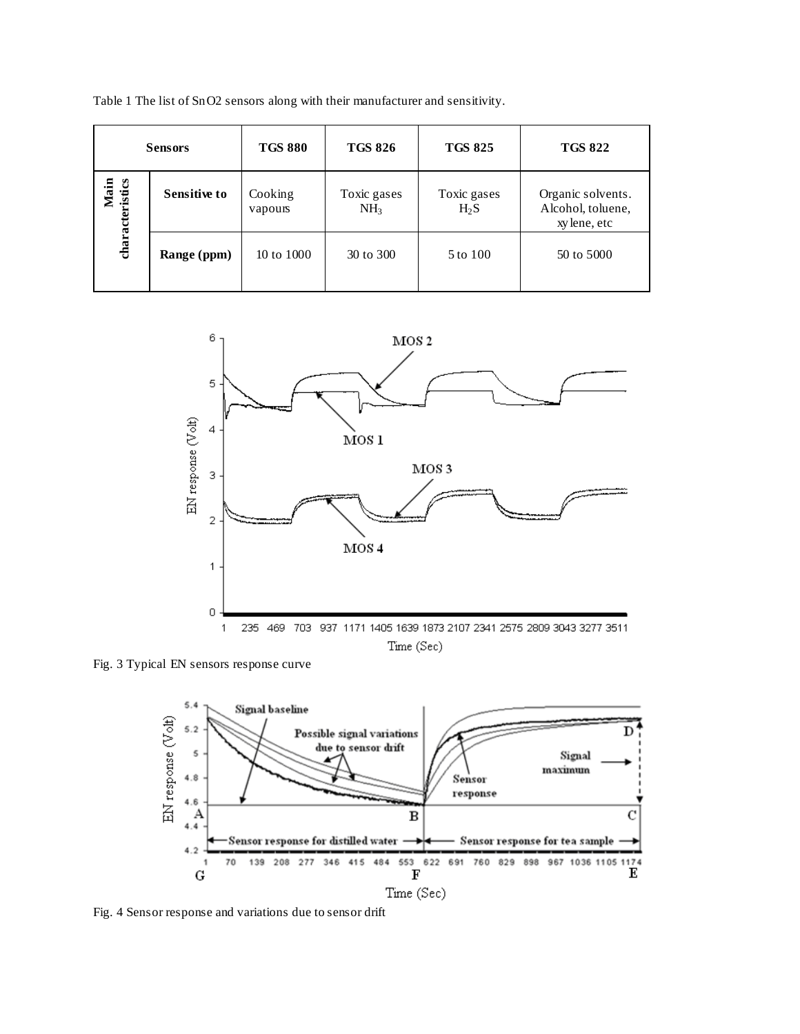Table 1 The list of SnO2 sensors along with their manufacturer and sensitivity.

| Sensors | | TGS 880 | TGS 826 | TGS 825 | TGS 822 |
|---|---|---|---|---|---|
| Main characteristics | Sensitive to | Cooking vapours | Toxic gases $NH_3$ | Toxic gases $H_2S$ | Organic solvents. Alcohol, toluene, xylene, etc |
| | Range (ppm) | 10 to 1000 | 30 to 300 | 5 to 100 | 50 to 5000 |

Fig. 3 Typical EN sensors response curve

Fig. 4 Sensor response and variations due to sensor drift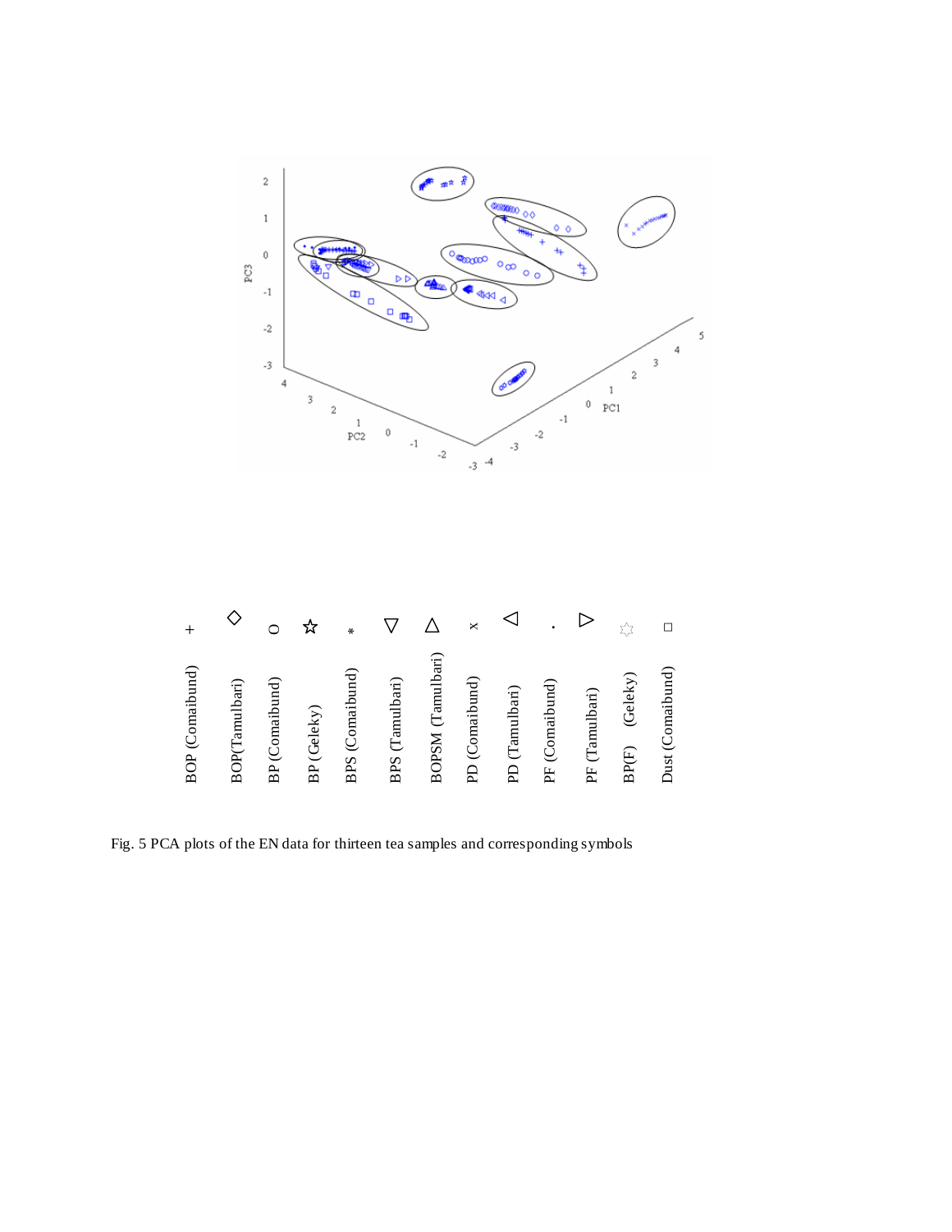Fig. 5 PCA plots of the EN data for thirteen tea samples and corresponding symbols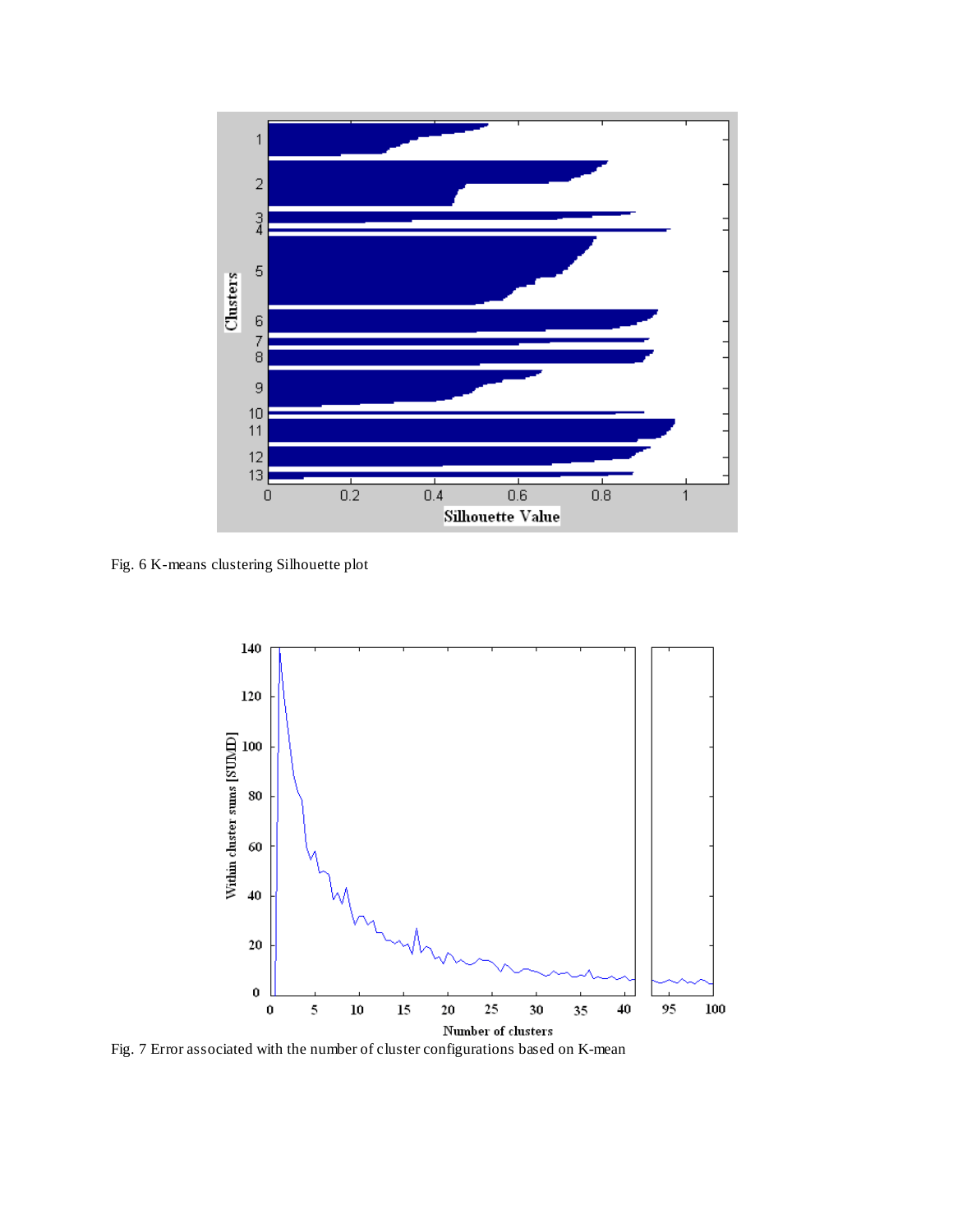Fig. 6 K-means clustering Silhouette plot

Fig. 7 Error associated with the number of cluster configurations based on K-mean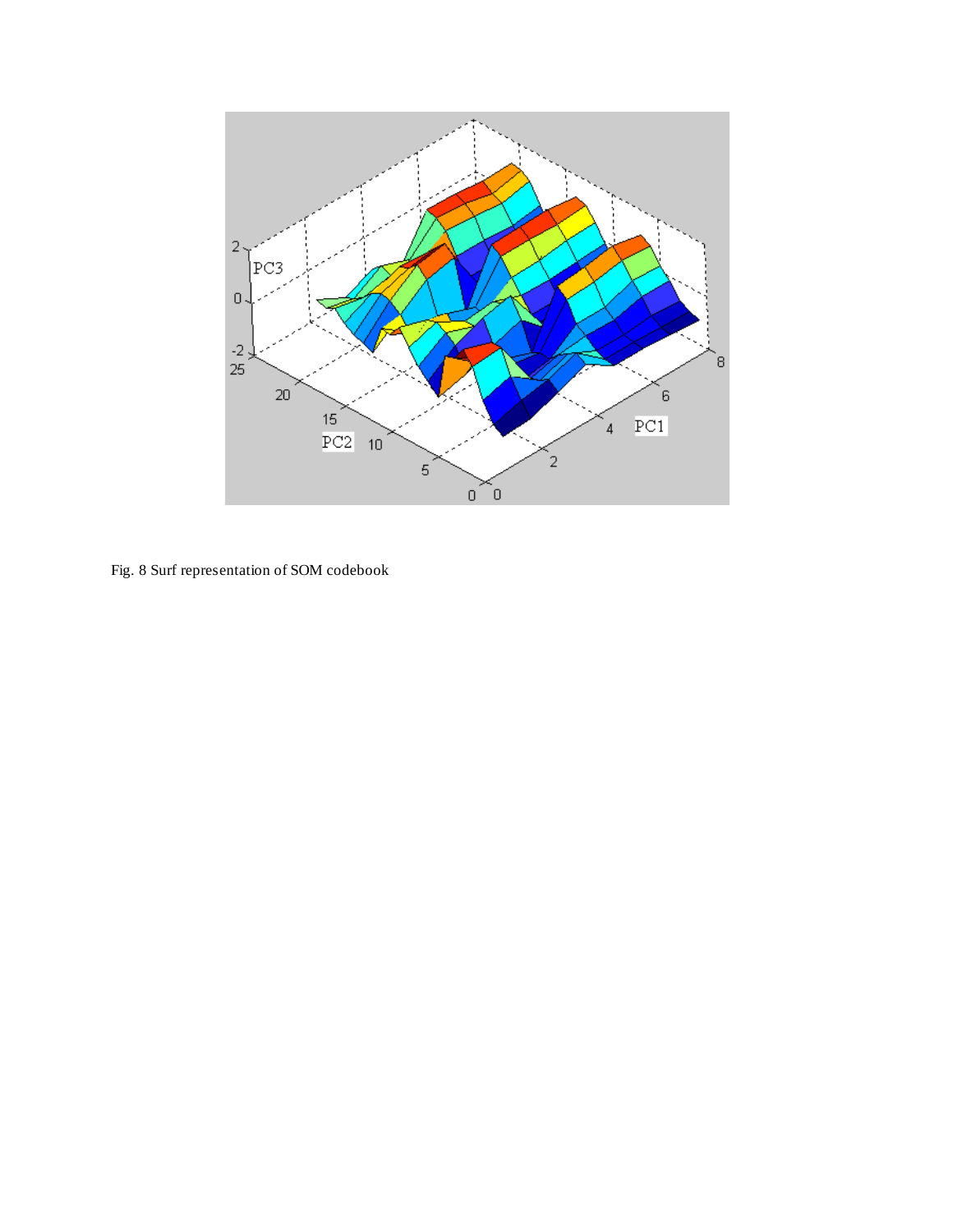2
PC3
0
-2
25
20
15
PC2
10
5
0
0
2
4
PC1
6
8

Fig. 8 Surf representation of SOM codebook